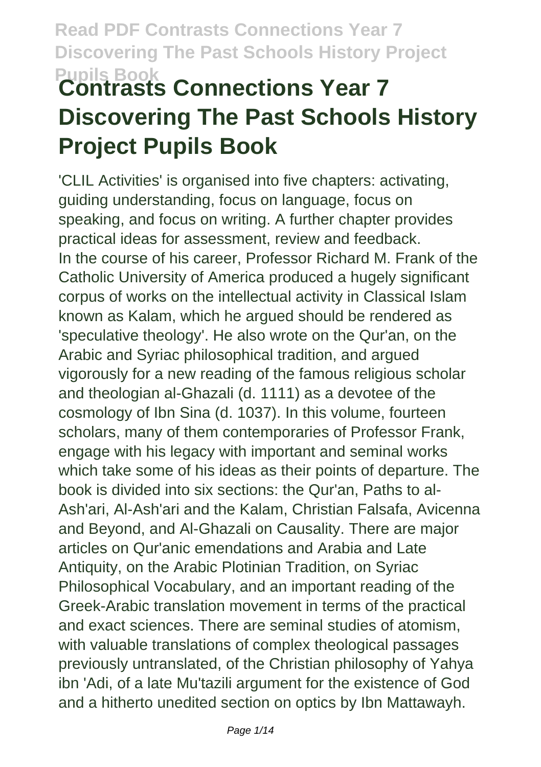# Contrasts Connections Year 7 Discovering The Past Schools History Project Pupils Book

'CLIL Activities' is organised into five chapters: activating, guiding understanding, focus on language, focus on speaking, and focus on writing. A further chapter provides practical ideas for assessment, review and feedback.

In the course of his career, Professor Richard M. Frank of the Catholic University of America produced a hugely significant corpus of works on the intellectual activity in Classical Islam known as Kalam, which he argued should be rendered as 'speculative theology'. He also wrote on the Qur'an, on the Arabic and Syriac philosophical tradition, and argued vigorously for a new reading of the famous religious scholar and theologian al-Ghazali (d. 1111) as a devotee of the cosmology of Ibn Sina (d. 1037). In this volume, fourteen scholars, many of them contemporaries of Professor Frank, engage with his legacy with important and seminal works which take some of his ideas as their points of departure. The book is divided into six sections: the Qur'an, Paths to al-Ash'ari, Al-Ash'ari and the Kalam, Christian Falsafa, Avicenna and Beyond, and Al-Ghazali on Causality. There are major articles on Qur'anic emendations and Arabia and Late Antiquity, on the Arabic Plotinian Tradition, on Syriac Philosophical Vocabulary, and an important reading of the Greek-Arabic translation movement in terms of the practical and exact sciences. There are seminal studies of atomism, with valuable translations of complex theological passages previously untranslated, of the Christian philosophy of Yahya ibn 'Adi, of a late Mu'tazili argument for the existence of God and a hitherto unedited section on optics by Ibn Mattawayh.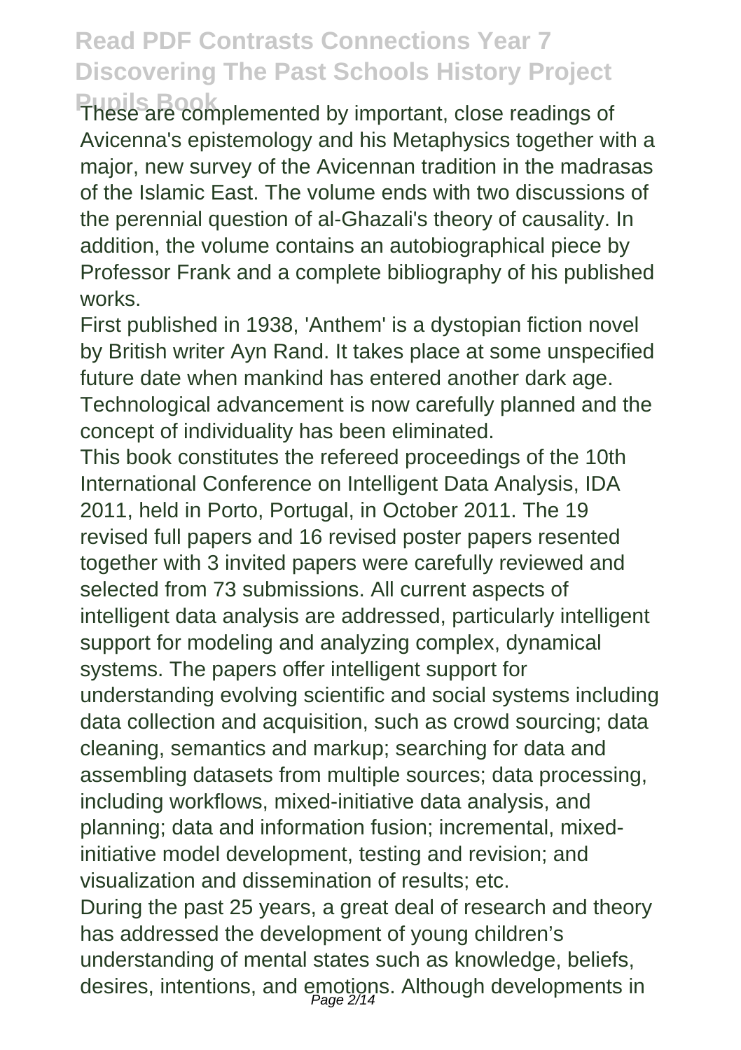These are complemented by important, close readings of Avicenna's epistemology and his Metaphysics together with a major, new survey of the Avicennan tradition in the madrasas of the Islamic East. The volume ends with two discussions of the perennial question of al-Ghazali's theory of causality. In addition, the volume contains an autobiographical piece by Professor Frank and a complete bibliography of his published works.

First published in 1938, 'Anthem' is a dystopian fiction novel by British writer Ayn Rand. It takes place at some unspecified future date when mankind has entered another dark age. Technological advancement is now carefully planned and the concept of individuality has been eliminated.

This book constitutes the refereed proceedings of the 10th International Conference on Intelligent Data Analysis, IDA 2011, held in Porto, Portugal, in October 2011. The 19 revised full papers and 16 revised poster papers resented together with 3 invited papers were carefully reviewed and selected from 73 submissions. All current aspects of intelligent data analysis are addressed, particularly intelligent support for modeling and analyzing complex, dynamical systems. The papers offer intelligent support for understanding evolving scientific and social systems including data collection and acquisition, such as crowd sourcing; data cleaning, semantics and markup; searching for data and assembling datasets from multiple sources; data processing, including workflows, mixed-initiative data analysis, and planning; data and information fusion; incremental, mixed-initiative model development, testing and revision; and visualization and dissemination of results; etc.

During the past 25 years, a great deal of research and theory has addressed the development of young children's understanding of mental states such as knowledge, beliefs, desires, intentions, and emotions. Although developments in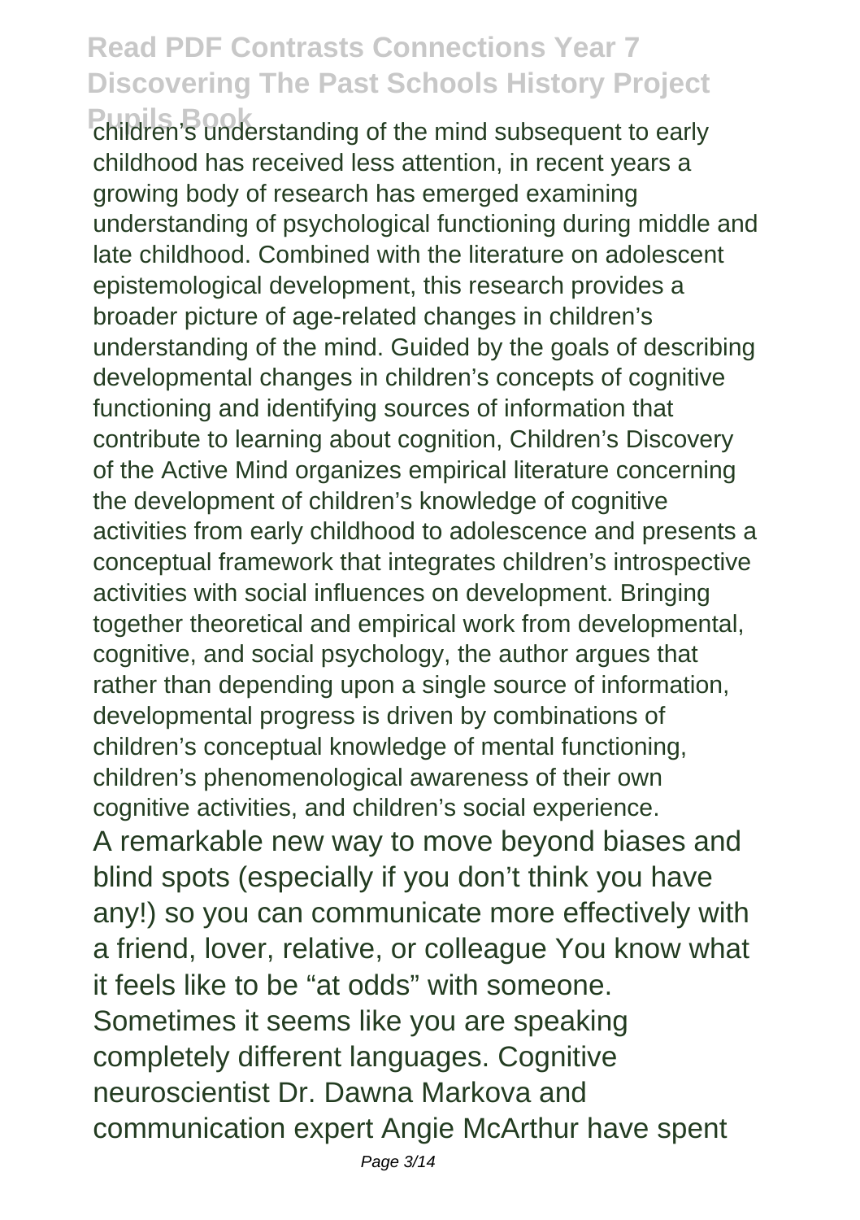children's understanding of the mind subsequent to early childhood has received less attention, in recent years a growing body of research has emerged examining understanding of psychological functioning during middle and late childhood. Combined with the literature on adolescent epistemological development, this research provides a broader picture of age-related changes in children's understanding of the mind. Guided by the goals of describing developmental changes in children's concepts of cognitive functioning and identifying sources of information that contribute to learning about cognition, Children's Discovery of the Active Mind organizes empirical literature concerning the development of children's knowledge of cognitive activities from early childhood to adolescence and presents a conceptual framework that integrates children's introspective activities with social influences on development. Bringing together theoretical and empirical work from developmental, cognitive, and social psychology, the author argues that rather than depending upon a single source of information, developmental progress is driven by combinations of children's conceptual knowledge of mental functioning, children's phenomenological awareness of their own cognitive activities, and children's social experience.

A remarkable new way to move beyond biases and blind spots (especially if you don't think you have any!) so you can communicate more effectively with a friend, lover, relative, or colleague You know what it feels like to be "at odds" with someone. Sometimes it seems like you are speaking completely different languages. Cognitive neuroscientist Dr. Dawna Markova and communication expert Angie McArthur have spent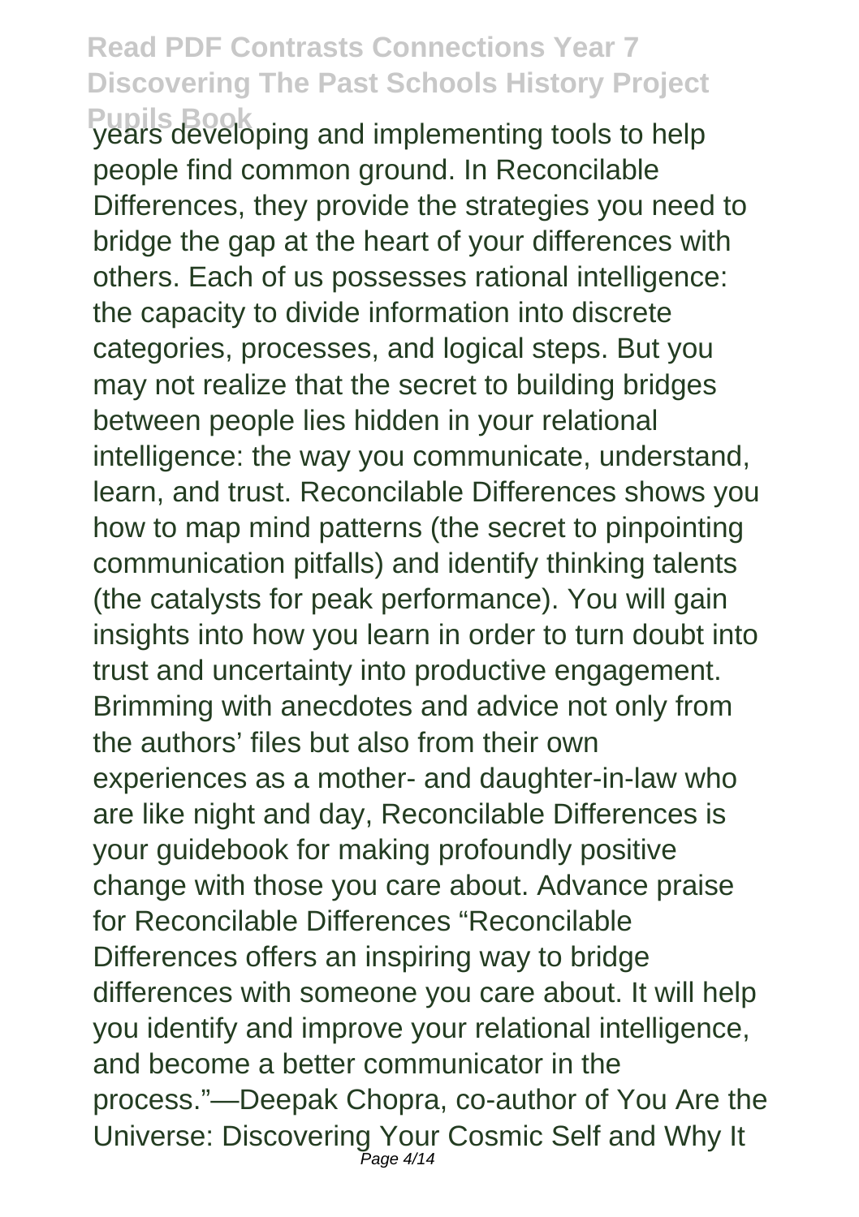years developing and implementing tools to help people find common ground. In Reconcilable Differences, they provide the strategies you need to bridge the gap at the heart of your differences with others. Each of us possesses rational intelligence: the capacity to divide information into discrete categories, processes, and logical steps. But you may not realize that the secret to building bridges between people lies hidden in your relational intelligence: the way you communicate, understand, learn, and trust. Reconcilable Differences shows you how to map mind patterns (the secret to pinpointing communication pitfalls) and identify thinking talents (the catalysts for peak performance). You will gain insights into how you learn in order to turn doubt into trust and uncertainty into productive engagement. Brimming with anecdotes and advice not only from the authors' files but also from their own experiences as a mother- and daughter-in-law who are like night and day, Reconcilable Differences is your guidebook for making profoundly positive change with those you care about. Advance praise for Reconcilable Differences "Reconcilable Differences offers an inspiring way to bridge differences with someone you care about. It will help you identify and improve your relational intelligence, and become a better communicator in the process."—Deepak Chopra, co-author of You Are the Universe: Discovering Your Cosmic Self and Why It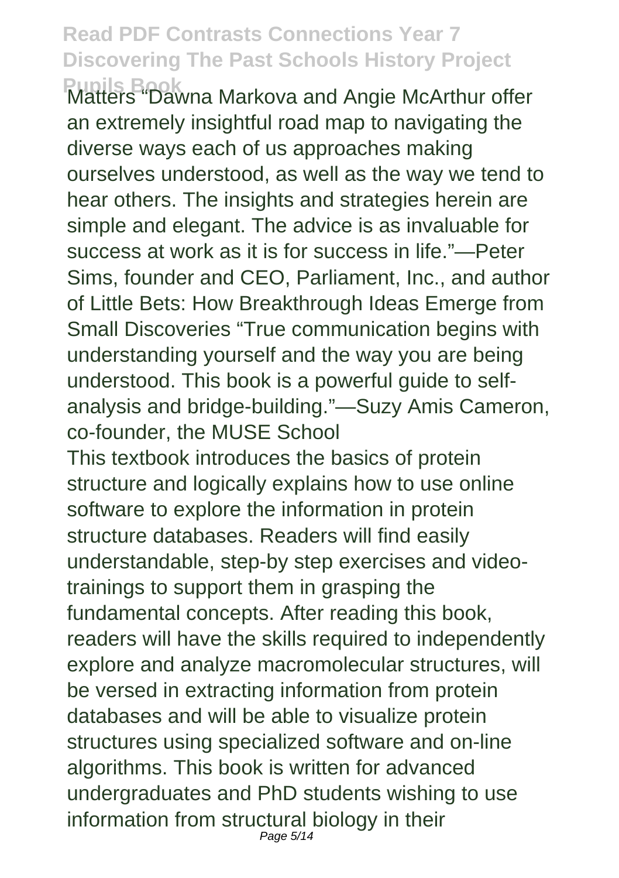Matters "Dawna Markova and Angie McArthur offer an extremely insightful road map to navigating the diverse ways each of us approaches making ourselves understood, as well as the way we tend to hear others. The insights and strategies herein are simple and elegant. The advice is as invaluable for success at work as it is for success in life."—Peter Sims, founder and CEO, Parliament, Inc., and author of Little Bets: How Breakthrough Ideas Emerge from Small Discoveries "True communication begins with understanding yourself and the way you are being understood. This book is a powerful guide to self-analysis and bridge-building."—Suzy Amis Cameron, co-founder, the MUSE School

This textbook introduces the basics of protein structure and logically explains how to use online software to explore the information in protein structure databases. Readers will find easily understandable, step-by step exercises and video-trainings to support them in grasping the fundamental concepts. After reading this book, readers will have the skills required to independently explore and analyze macromolecular structures, will be versed in extracting information from protein databases and will be able to visualize protein structures using specialized software and on-line algorithms. This book is written for advanced undergraduates and PhD students wishing to use information from structural biology in their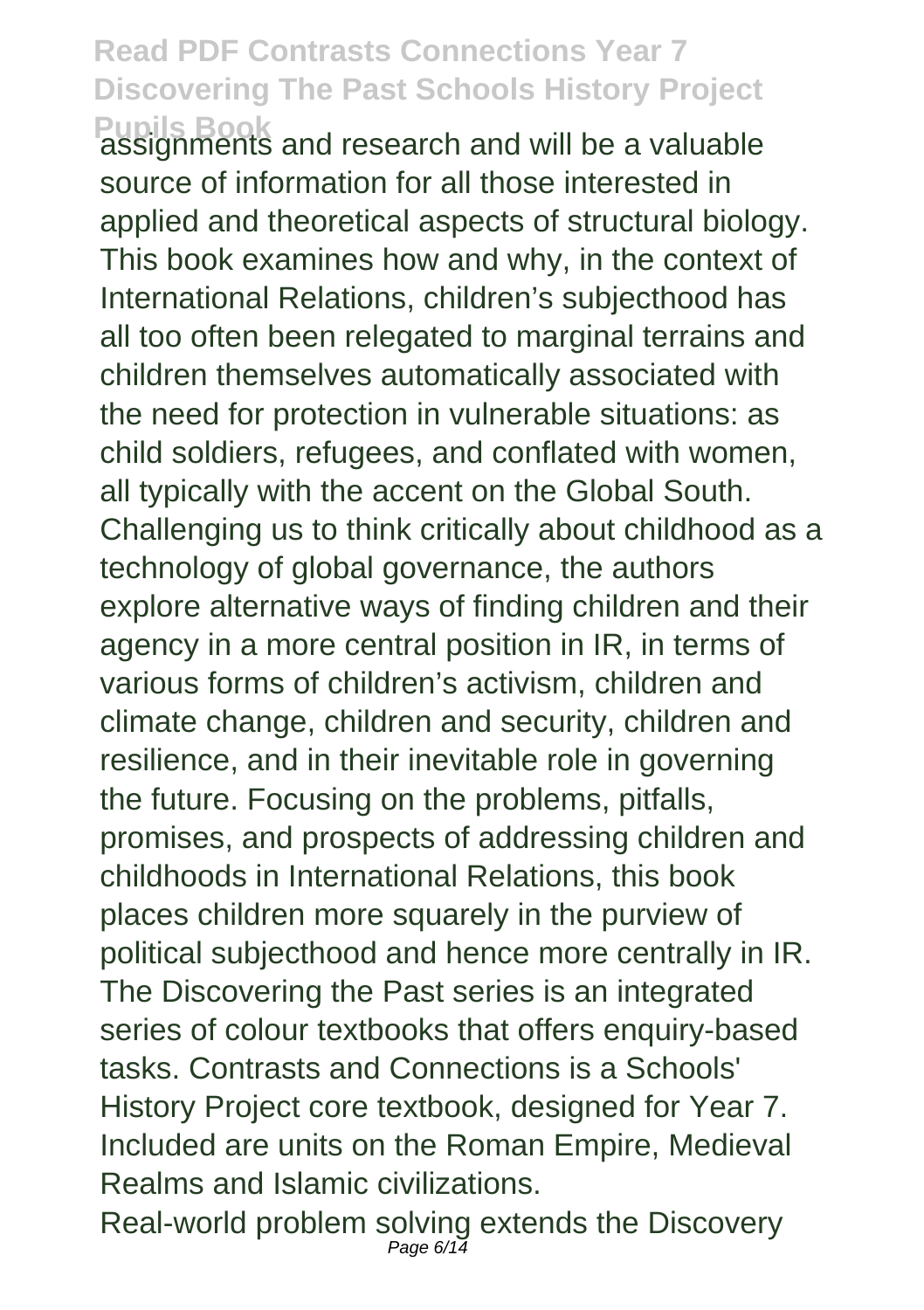assignments and research and will be a valuable source of information for all those interested in applied and theoretical aspects of structural biology. This book examines how and why, in the context of International Relations, children's subjecthood has all too often been relegated to marginal terrains and children themselves automatically associated with the need for protection in vulnerable situations: as child soldiers, refugees, and conflated with women, all typically with the accent on the Global South. Challenging us to think critically about childhood as a technology of global governance, the authors explore alternative ways of finding children and their agency in a more central position in IR, in terms of various forms of children's activism, children and climate change, children and security, children and resilience, and in their inevitable role in governing the future. Focusing on the problems, pitfalls, promises, and prospects of addressing children and childhoods in International Relations, this book places children more squarely in the purview of political subjecthood and hence more centrally in IR. The Discovering the Past series is an integrated series of colour textbooks that offers enquiry-based tasks. Contrasts and Connections is a Schools' History Project core textbook, designed for Year 7. Included are units on the Roman Empire, Medieval Realms and Islamic civilizations.

Real-world problem solving extends the Discovery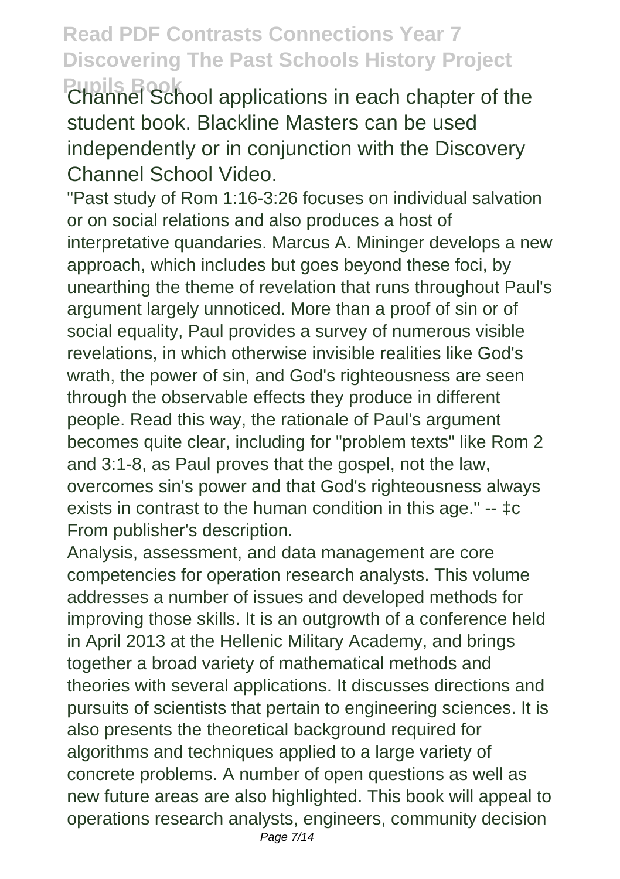Channel School applications in each chapter of the student book. Blackline Masters can be used independently or in conjunction with the Discovery Channel School Video.

"Past study of Rom 1:16-3:26 focuses on individual salvation or on social relations and also produces a host of interpretative quandaries. Marcus A. Mininger develops a new approach, which includes but goes beyond these foci, by unearthing the theme of revelation that runs throughout Paul's argument largely unnoticed. More than a proof of sin or of social equality, Paul provides a survey of numerous visible revelations, in which otherwise invisible realities like God's wrath, the power of sin, and God's righteousness are seen through the observable effects they produce in different people. Read this way, the rationale of Paul's argument becomes quite clear, including for "problem texts" like Rom 2 and 3:1-8, as Paul proves that the gospel, not the law, overcomes sin's power and that God's righteousness always exists in contrast to the human condition in this age." -- ‡c From publisher's description.

Analysis, assessment, and data management are core competencies for operation research analysts. This volume addresses a number of issues and developed methods for improving those skills. It is an outgrowth of a conference held in April 2013 at the Hellenic Military Academy, and brings together a broad variety of mathematical methods and theories with several applications. It discusses directions and pursuits of scientists that pertain to engineering sciences. It is also presents the theoretical background required for algorithms and techniques applied to a large variety of concrete problems. A number of open questions as well as new future areas are also highlighted. This book will appeal to operations research analysts, engineers, community decision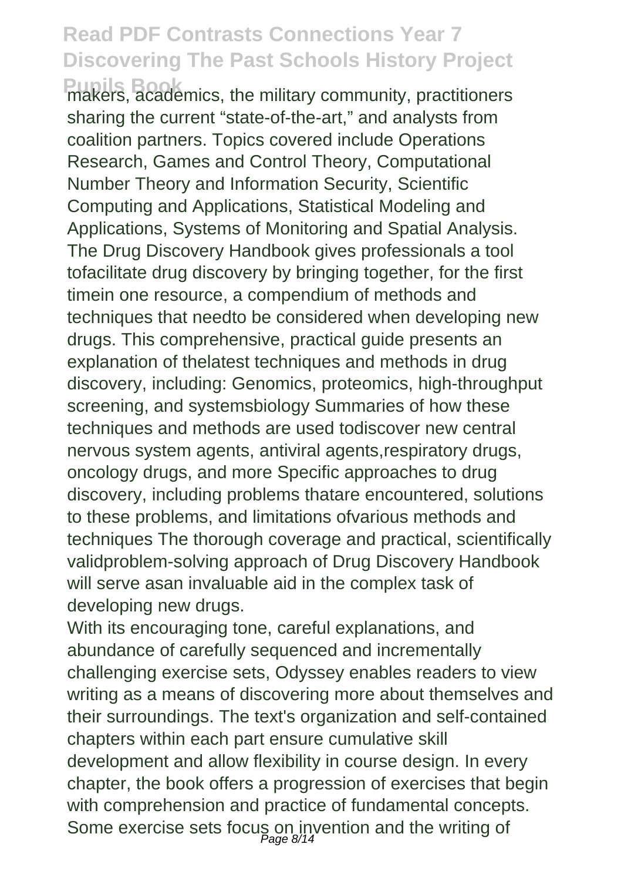makers, academics, the military community, practitioners sharing the current "state-of-the-art," and analysts from coalition partners. Topics covered include Operations Research, Games and Control Theory, Computational Number Theory and Information Security, Scientific Computing and Applications, Statistical Modeling and Applications, Systems of Monitoring and Spatial Analysis.

The Drug Discovery Handbook gives professionals a tool tofacilitate drug discovery by bringing together, for the first timein one resource, a compendium of methods and techniques that needto be considered when developing new drugs. This comprehensive, practical guide presents an explanation of thelatest techniques and methods in drug discovery, including: Genomics, proteomics, high-throughput screening, and systemsbiology Summaries of how these techniques and methods are used todiscover new central nervous system agents, antiviral agents,respiratory drugs, oncology drugs, and more Specific approaches to drug discovery, including problems thatare encountered, solutions to these problems, and limitations ofvarious methods and techniques The thorough coverage and practical, scientifically validproblem-solving approach of Drug Discovery Handbook will serve asan invaluable aid in the complex task of developing new drugs.

With its encouraging tone, careful explanations, and abundance of carefully sequenced and incrementally challenging exercise sets, Odyssey enables readers to view writing as a means of discovering more about themselves and their surroundings. The text's organization and self-contained chapters within each part ensure cumulative skill development and allow flexibility in course design. In every chapter, the book offers a progression of exercises that begin with comprehension and practice of fundamental concepts. Some exercise sets focus on invention and the writing of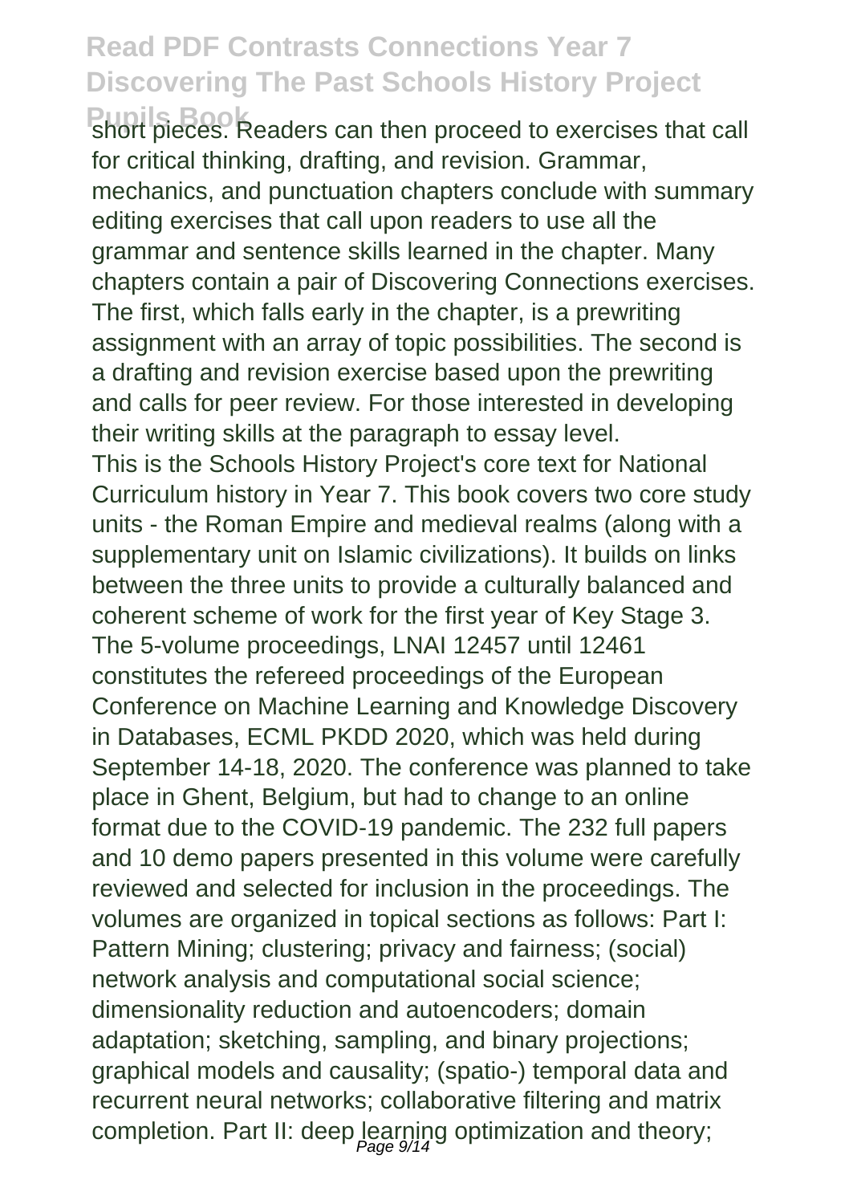short pieces. Readers can then proceed to exercises that call for critical thinking, drafting, and revision. Grammar, mechanics, and punctuation chapters conclude with summary editing exercises that call upon readers to use all the grammar and sentence skills learned in the chapter. Many chapters contain a pair of Discovering Connections exercises. The first, which falls early in the chapter, is a prewriting assignment with an array of topic possibilities. The second is a drafting and revision exercise based upon the prewriting and calls for peer review. For those interested in developing their writing skills at the paragraph to essay level.

This is the Schools History Project's core text for National Curriculum history in Year 7. This book covers two core study units - the Roman Empire and medieval realms (along with a supplementary unit on Islamic civilizations). It builds on links between the three units to provide a culturally balanced and coherent scheme of work for the first year of Key Stage 3.

The 5-volume proceedings, LNAI 12457 until 12461 constitutes the refereed proceedings of the European Conference on Machine Learning and Knowledge Discovery in Databases, ECML PKDD 2020, which was held during September 14-18, 2020. The conference was planned to take place in Ghent, Belgium, but had to change to an online format due to the COVID-19 pandemic. The 232 full papers and 10 demo papers presented in this volume were carefully reviewed and selected for inclusion in the proceedings. The volumes are organized in topical sections as follows: Part I: Pattern Mining; clustering; privacy and fairness; (social) network analysis and computational social science; dimensionality reduction and autoencoders; domain adaptation; sketching, sampling, and binary projections; graphical models and causality; (spatio-) temporal data and recurrent neural networks; collaborative filtering and matrix completion. Part II: deep learning optimization and theory;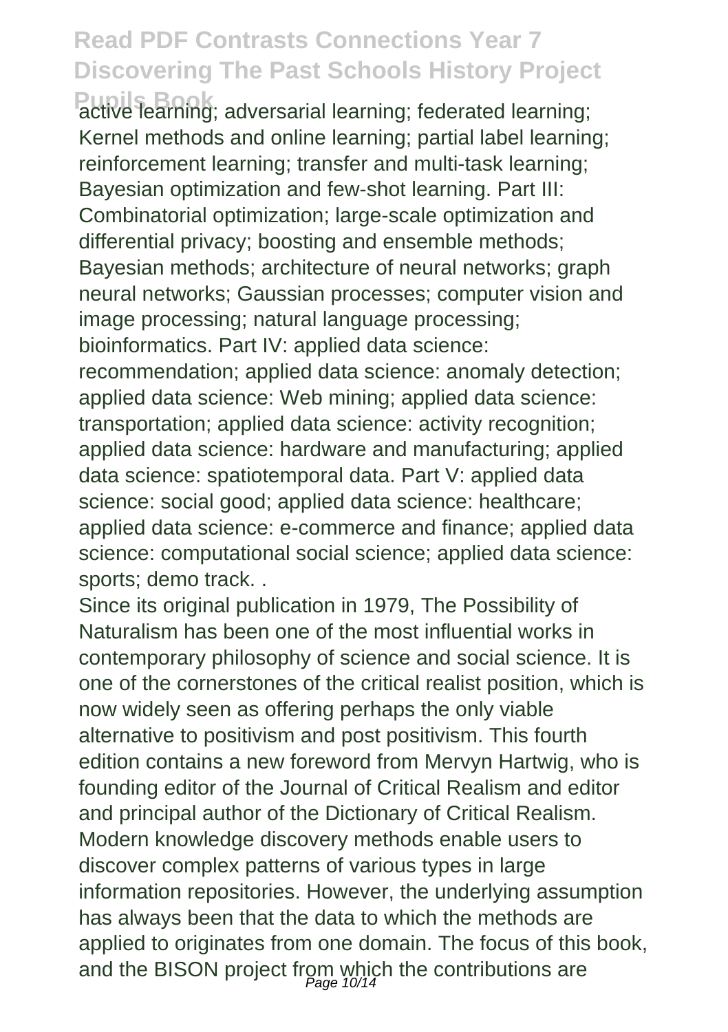active learning; adversarial learning; federated learning; Kernel methods and online learning; partial label learning; reinforcement learning; transfer and multi-task learning; Bayesian optimization and few-shot learning. Part III: Combinatorial optimization; large-scale optimization and differential privacy; boosting and ensemble methods; Bayesian methods; architecture of neural networks; graph neural networks; Gaussian processes; computer vision and image processing; natural language processing; bioinformatics. Part IV: applied data science: recommendation; applied data science: anomaly detection; applied data science: Web mining; applied data science: transportation; applied data science: activity recognition; applied data science: hardware and manufacturing; applied data science: spatiotemporal data. Part V: applied data science: social good; applied data science: healthcare; applied data science: e-commerce and finance; applied data science: computational social science; applied data science: sports; demo track. .

Since its original publication in 1979, The Possibility of Naturalism has been one of the most influential works in contemporary philosophy of science and social science. It is one of the cornerstones of the critical realist position, which is now widely seen as offering perhaps the only viable alternative to positivism and post positivism. This fourth edition contains a new foreword from Mervyn Hartwig, who is founding editor of the Journal of Critical Realism and editor and principal author of the Dictionary of Critical Realism.

Modern knowledge discovery methods enable users to discover complex patterns of various types in large information repositories. However, the underlying assumption has always been that the data to which the methods are applied to originates from one domain. The focus of this book, and the BISON project from which the contributions are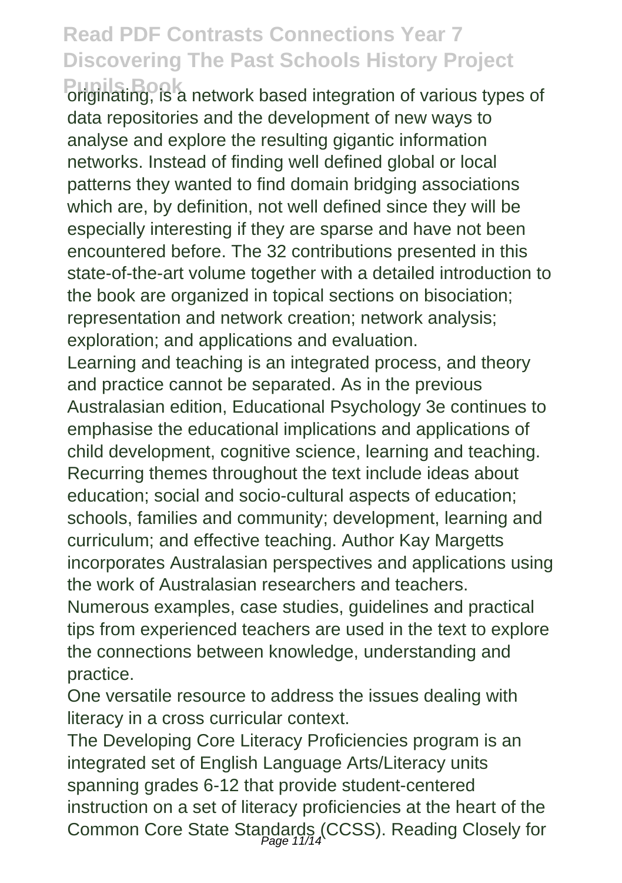originating, is a network based integration of various types of data repositories and the development of new ways to analyse and explore the resulting gigantic information networks. Instead of finding well defined global or local patterns they wanted to find domain bridging associations which are, by definition, not well defined since they will be especially interesting if they are sparse and have not been encountered before. The 32 contributions presented in this state-of-the-art volume together with a detailed introduction to the book are organized in topical sections on bisociation; representation and network creation; network analysis; exploration; and applications and evaluation.

Learning and teaching is an integrated process, and theory and practice cannot be separated. As in the previous Australasian edition, Educational Psychology 3e continues to emphasise the educational implications and applications of child development, cognitive science, learning and teaching. Recurring themes throughout the text include ideas about education; social and socio-cultural aspects of education; schools, families and community; development, learning and curriculum; and effective teaching. Author Kay Margetts incorporates Australasian perspectives and applications using the work of Australasian researchers and teachers. Numerous examples, case studies, guidelines and practical tips from experienced teachers are used in the text to explore the connections between knowledge, understanding and practice.

One versatile resource to address the issues dealing with literacy in a cross curricular context.

The Developing Core Literacy Proficiencies program is an integrated set of English Language Arts/Literacy units spanning grades 6-12 that provide student-centered instruction on a set of literacy proficiencies at the heart of the Common Core State Standards (CCSS). Reading Closely for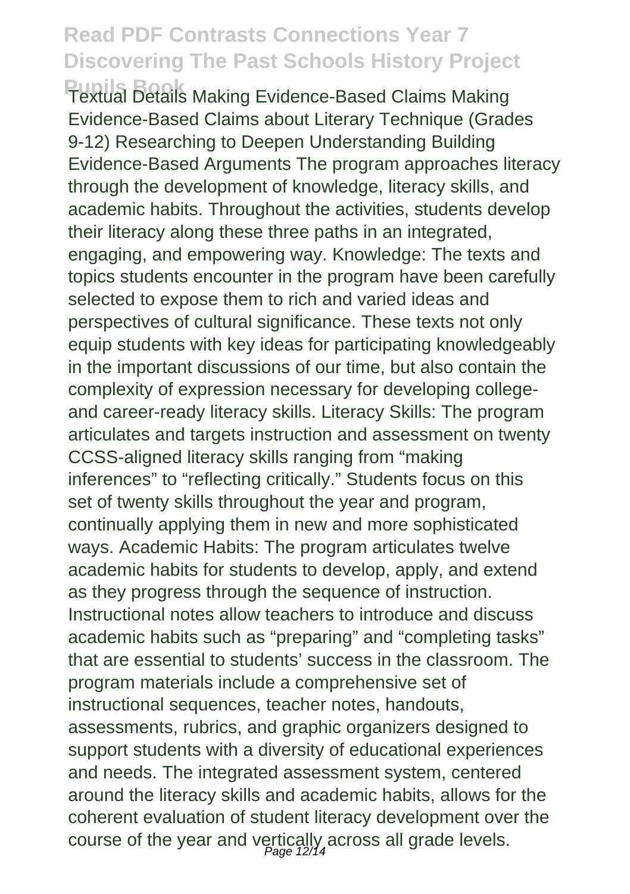Textual Details Making Evidence-Based Claims Making Evidence-Based Claims about Literary Technique (Grades 9-12) Researching to Deepen Understanding Building Evidence-Based Arguments The program approaches literacy through the development of knowledge, literacy skills, and academic habits. Throughout the activities, students develop their literacy along these three paths in an integrated, engaging, and empowering way. Knowledge: The texts and topics students encounter in the program have been carefully selected to expose them to rich and varied ideas and perspectives of cultural significance. These texts not only equip students with key ideas for participating knowledgeably in the important discussions of our time, but also contain the complexity of expression necessary for developing college- and career-ready literacy skills. Literacy Skills: The program articulates and targets instruction and assessment on twenty CCSS-aligned literacy skills ranging from "making inferences" to "reflecting critically." Students focus on this set of twenty skills throughout the year and program, continually applying them in new and more sophisticated ways. Academic Habits: The program articulates twelve academic habits for students to develop, apply, and extend as they progress through the sequence of instruction. Instructional notes allow teachers to introduce and discuss academic habits such as "preparing" and "completing tasks" that are essential to students' success in the classroom. The program materials include a comprehensive set of instructional sequences, teacher notes, handouts, assessments, rubrics, and graphic organizers designed to support students with a diversity of educational experiences and needs. The integrated assessment system, centered around the literacy skills and academic habits, allows for the coherent evaluation of student literacy development over the course of the year and vertically across all grade levels.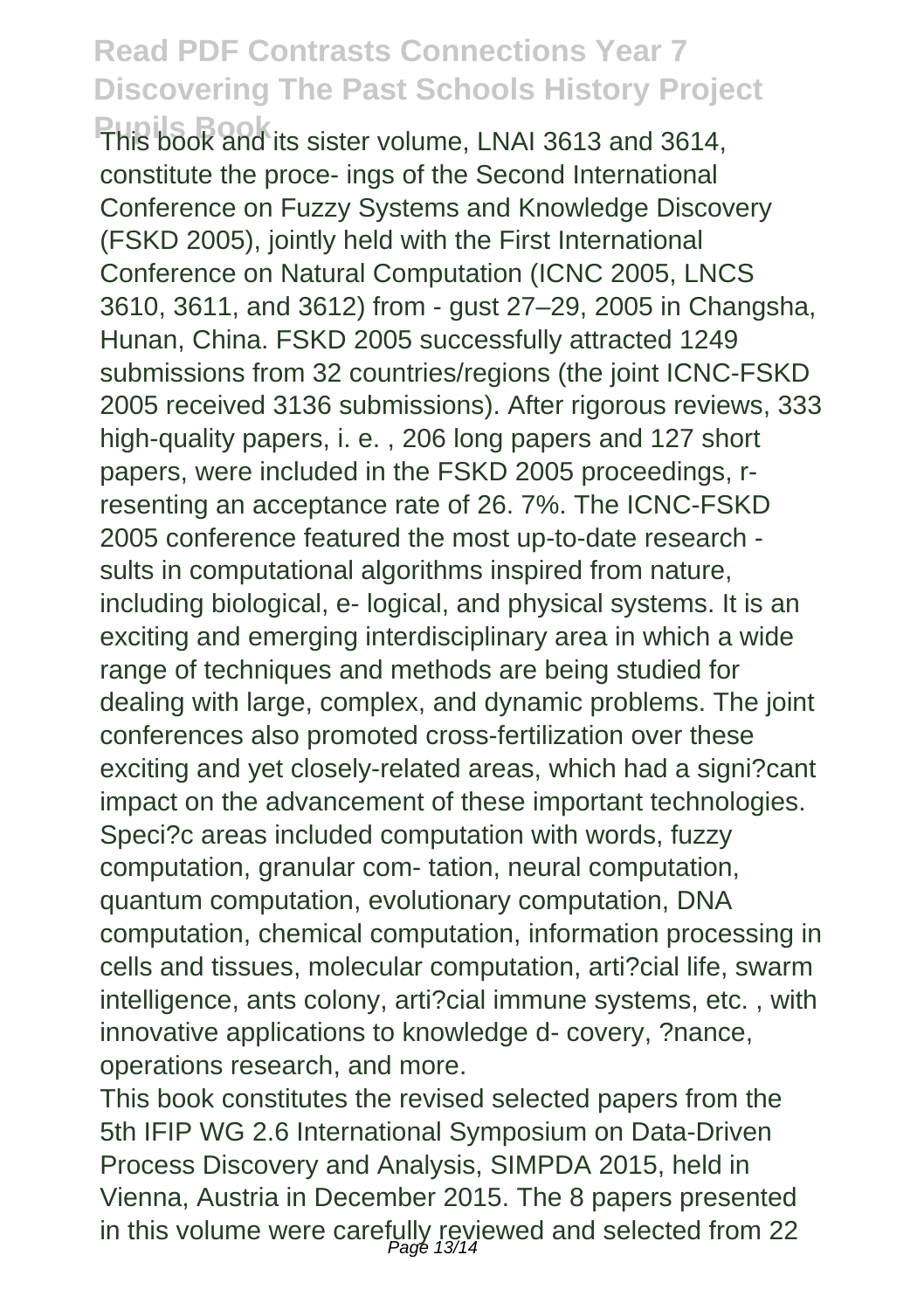This book and its sister volume, LNAI 3613 and 3614, constitute the proce- ings of the Second International Conference on Fuzzy Systems and Knowledge Discovery (FSKD 2005), jointly held with the First International Conference on Natural Computation (ICNC 2005, LNCS 3610, 3611, and 3612) from - gust 27–29, 2005 in Changsha, Hunan, China. FSKD 2005 successfully attracted 1249 submissions from 32 countries/regions (the joint ICNC-FSKD 2005 received 3136 submissions). After rigorous reviews, 333 high-quality papers, i. e. , 206 long papers and 127 short papers, were included in the FSKD 2005 proceedings, r- resenting an acceptance rate of 26. 7%. The ICNC-FSKD 2005 conference featured the most up-to-date research - sults in computational algorithms inspired from nature, including biological, e- logical, and physical systems. It is an exciting and emerging interdisciplinary area in which a wide range of techniques and methods are being studied for dealing with large, complex, and dynamic problems. The joint conferences also promoted cross-fertilization over these exciting and yet closely-related areas, which had a signi?cant impact on the advancement of these important technologies. Speci?c areas included computation with words, fuzzy computation, granular com- tation, neural computation, quantum computation, evolutionary computation, DNA computation, chemical computation, information processing in cells and tissues, molecular computation, arti?cial life, swarm intelligence, ants colony, arti?cial immune systems, etc. , with innovative applications to knowledge d- covery, ?nance, operations research, and more.

This book constitutes the revised selected papers from the 5th IFIP WG 2.6 International Symposium on Data-Driven Process Discovery and Analysis, SIMPDA 2015, held in Vienna, Austria in December 2015. The 8 papers presented in this volume were carefully reviewed and selected from 22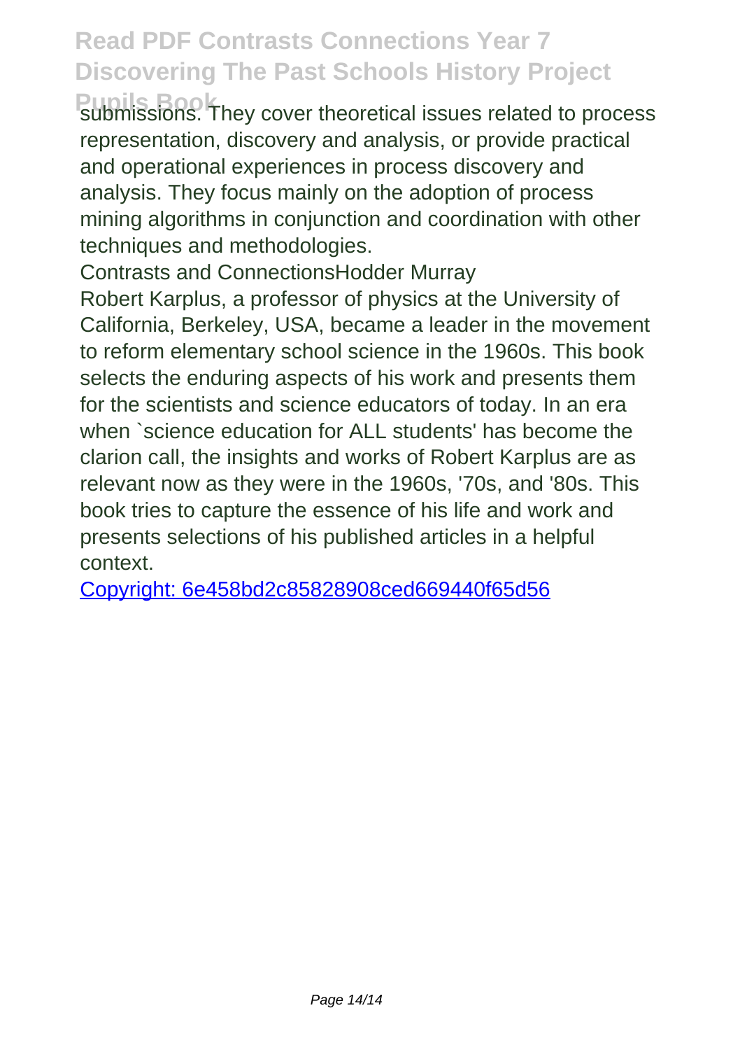submissions. They cover theoretical issues related to process representation, discovery and analysis, or provide practical and operational experiences in process discovery and analysis. They focus mainly on the adoption of process mining algorithms in conjunction and coordination with other techniques and methodologies.

Contrasts and ConnectionsHodder Murray

Robert Karplus, a professor of physics at the University of California, Berkeley, USA, became a leader in the movement to reform elementary school science in the 1960s. This book selects the enduring aspects of his work and presents them for the scientists and science educators of today. In an era when `science education for ALL students' has become the clarion call, the insights and works of Robert Karplus are as relevant now as they were in the 1960s, '70s, and '80s. This book tries to capture the essence of his life and work and presents selections of his published articles in a helpful context.

Copyright: 6e458bd2c85828908ced669440f65d56